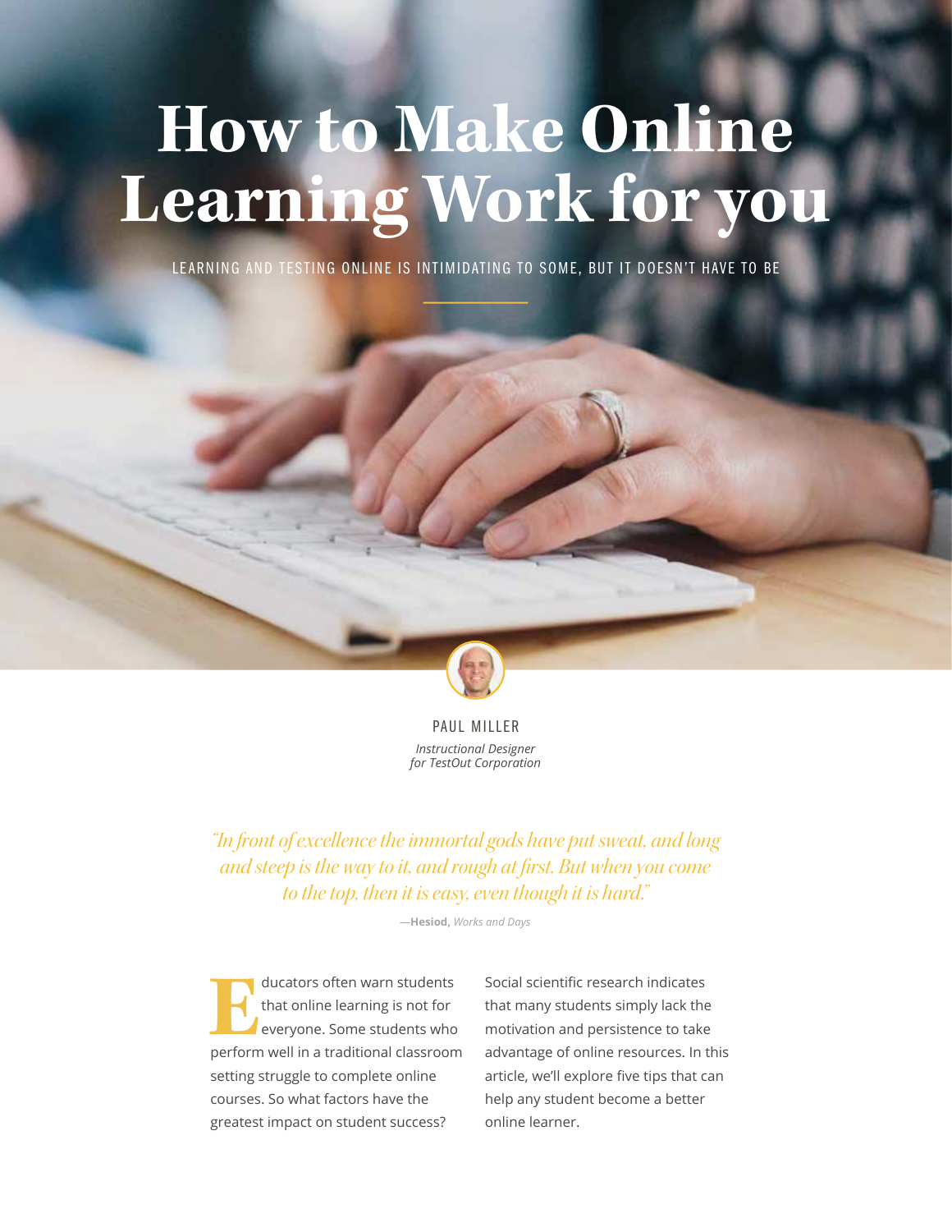# How to Make Online Learning Work for you

LEARNING AND TESTING ONLINE IS INTIMIDATING TO SOME, BUT IT DOESN'T HAVE TO BE

PAUL MILLER
*Instructional Designer for TestOut Corporation*

*"In front of excellence the immortal gods have put sweat, and long and steep is the way to it, and rough at first. But when you come to the top, then it is easy, even though it is hard."*

—**Hesiod,** *Works and Days*

Educators often warn students that online learning is not for everyone. Some students who perform well in a traditional classroom setting struggle to complete online courses. So what factors have the greatest impact on student success?

Social scientific research indicates that many students simply lack the motivation and persistence to take advantage of online resources. In this article, we'll explore five tips that can help any student become a better online learner.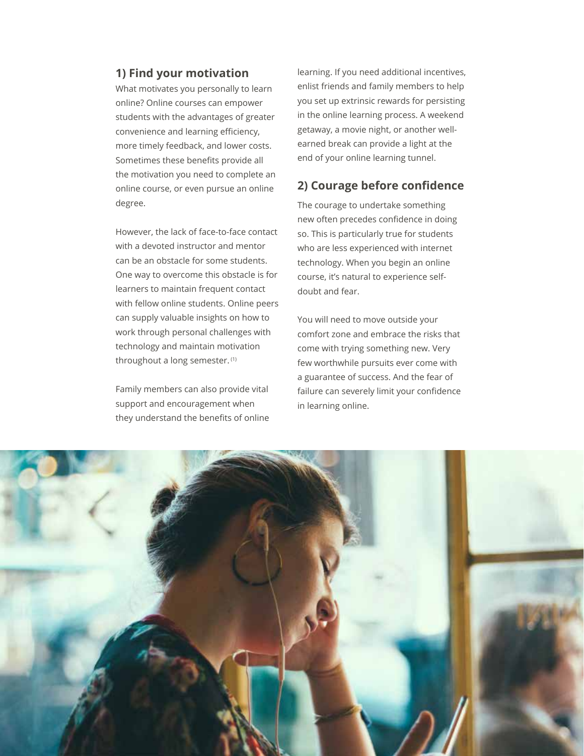## 1) Find your motivation

What motivates you personally to learn online? Online courses can empower students with the advantages of greater convenience and learning efficiency, more timely feedback, and lower costs. Sometimes these benefits provide all the motivation you need to complete an online course, or even pursue an online degree.

However, the lack of face-to-face contact with a devoted instructor and mentor can be an obstacle for some students. One way to overcome this obstacle is for learners to maintain frequent contact with fellow online students. Online peers can supply valuable insights on how to work through personal challenges with technology and maintain motivation throughout a long semester.[1]

Family members can also provide vital support and encouragement when they understand the benefits of online learning. If you need additional incentives, enlist friends and family members to help you set up extrinsic rewards for persisting in the online learning process. A weekend getaway, a movie night, or another well-earned break can provide a light at the end of your online learning tunnel.

## 2) Courage before confidence

The courage to undertake something new often precedes confidence in doing so. This is particularly true for students who are less experienced with internet technology. When you begin an online course, it's natural to experience self-doubt and fear.

You will need to move outside your comfort zone and embrace the risks that come with trying something new. Very few worthwhile pursuits ever come with a guarantee of success. And the fear of failure can severely limit your confidence in learning online.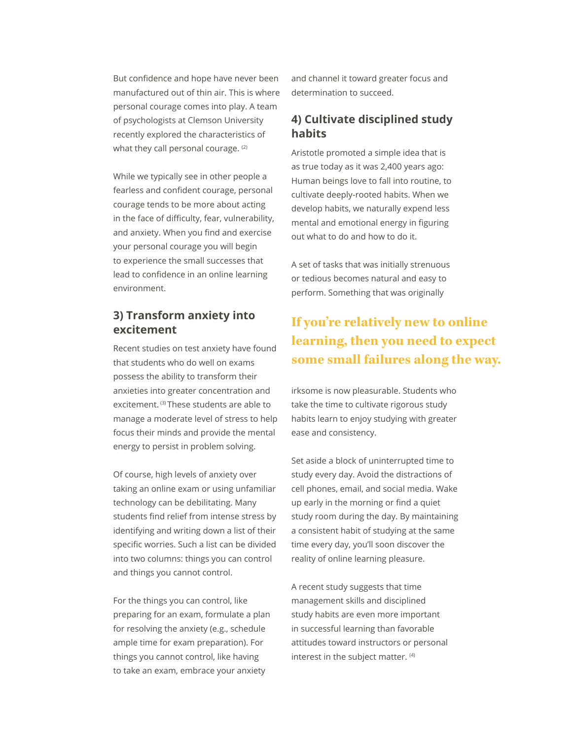But confidence and hope have never been manufactured out of thin air. This is where personal courage comes into play. A team of psychologists at Clemson University recently explored the characteristics of what they call personal courage. [2]

While we typically see in other people a fearless and confident courage, personal courage tends to be more about acting in the face of difficulty, fear, vulnerability, and anxiety. When you find and exercise your personal courage you will begin to experience the small successes that lead to confidence in an online learning environment.

## 3) Transform anxiety into excitement

Recent studies on test anxiety have found that students who do well on exams possess the ability to transform their anxieties into greater concentration and excitement. [3] These students are able to manage a moderate level of stress to help focus their minds and provide the mental energy to persist in problem solving.

Of course, high levels of anxiety over taking an online exam or using unfamiliar technology can be debilitating. Many students find relief from intense stress by identifying and writing down a list of their specific worries. Such a list can be divided into two columns: things you can control and things you cannot control.

For the things you can control, like preparing for an exam, formulate a plan for resolving the anxiety (e.g., schedule ample time for exam preparation). For things you cannot control, like having to take an exam, embrace your anxiety and channel it toward greater focus and determination to succeed.

## 4) Cultivate disciplined study habits

Aristotle promoted a simple idea that is as true today as it was 2,400 years ago: Human beings love to fall into routine, to cultivate deeply-rooted habits. When we develop habits, we naturally expend less mental and emotional energy in figuring out what to do and how to do it.

A set of tasks that was initially strenuous or tedious becomes natural and easy to perform. Something that was originally irksome is now pleasurable. Students who take the time to cultivate rigorous study habits learn to enjoy studying with greater ease and consistency.

> **If you're relatively new to online learning, then you need to expect some small failures along the way.**

Set aside a block of uninterrupted time to study every day. Avoid the distractions of cell phones, email, and social media. Wake up early in the morning or find a quiet study room during the day. By maintaining a consistent habit of studying at the same time every day, you'll soon discover the reality of online learning pleasure.

A recent study suggests that time management skills and disciplined study habits are even more important in successful learning than favorable attitudes toward instructors or personal interest in the subject matter. [4]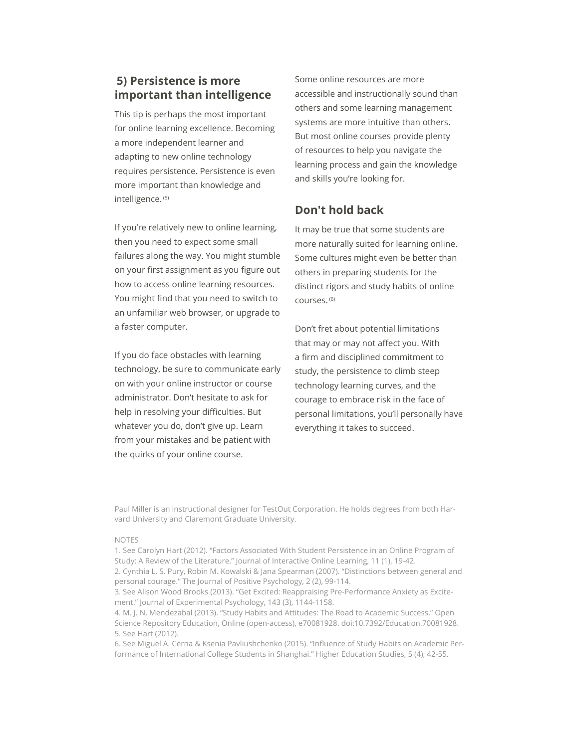## 5) Persistence is more important than intelligence

This tip is perhaps the most important for online learning excellence. Becoming a more independent learner and adapting to new online technology requires persistence. Persistence is even more important than knowledge and intelligence.[5]

If you're relatively new to online learning, then you need to expect some small failures along the way. You might stumble on your first assignment as you figure out how to access online learning resources. You might find that you need to switch to an unfamiliar web browser, or upgrade to a faster computer.

If you do face obstacles with learning technology, be sure to communicate early on with your online instructor or course administrator. Don't hesitate to ask for help in resolving your difficulties. But whatever you do, don't give up. Learn from your mistakes and be patient with the quirks of your online course.

Some online resources are more accessible and instructionally sound than others and some learning management systems are more intuitive than others. But most online courses provide plenty of resources to help you navigate the learning process and gain the knowledge and skills you're looking for.

## Don't hold back

It may be true that some students are more naturally suited for learning online. Some cultures might even be better than others in preparing students for the distinct rigors and study habits of online courses.[6]

Don't fret about potential limitations that may or may not affect you. With a firm and disciplined commitment to study, the persistence to climb steep technology learning curves, and the courage to embrace risk in the face of personal limitations, you'll personally have everything it takes to succeed.

Paul Miller is an instructional designer for TestOut Corporation. He holds degrees from both Harvard University and Claremont Graduate University.

NOTES

1. See Carolyn Hart (2012). "Factors Associated With Student Persistence in an Online Program of Study: A Review of the Literature." Journal of Interactive Online Learning, 11 (1), 19-42.
2. Cynthia L. S. Pury, Robin M. Kowalski & Jana Spearman (2007). "Distinctions between general and personal courage." The Journal of Positive Psychology, 2 (2), 99-114.
3. See Alison Wood Brooks (2013). "Get Excited: Reappraising Pre-Performance Anxiety as Excitement." Journal of Experimental Psychology, 143 (3), 1144-1158.
4. M. J. N. Mendezabal (2013). "Study Habits and Attitudes: The Road to Academic Success." Open Science Repository Education, Online (open-access), e70081928. doi:10.7392/Education.70081928.
5. See Hart (2012).
6. See Miguel A. Cerna & Ksenia Pavliushchenko (2015). "Influence of Study Habits on Academic Performance of International College Students in Shanghai." Higher Education Studies, 5 (4), 42-55.